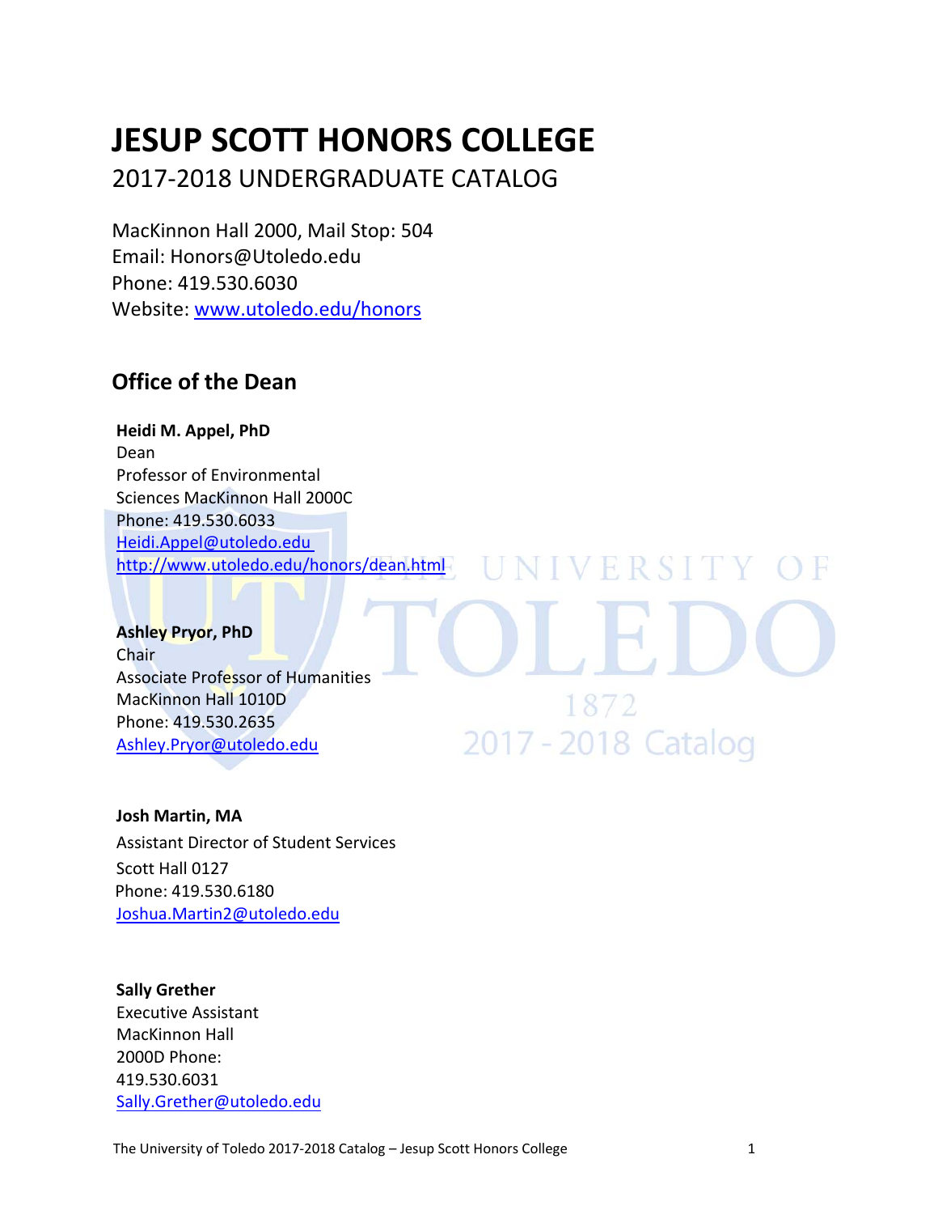# JESUP SCOTT HONORS COLLEGE

2017-2018 UNDERGRADUATE CATALOG

MacKinnon Hall 2000, Mail Stop: 504
Email: Honors@Utoledo.edu
Phone: 419.530.6030
Website: www.utoledo.edu/honors

## Office of the Dean

**Heidi M. Appel, PhD**
Dean
Professor of Environmental Sciences MacKinnon Hall 2000C
Phone: 419.530.6033
Heidi.Appel@utoledo.edu
http://www.utoledo.edu/honors/dean.html

**Ashley Pryor, PhD**
Chair
Associate Professor of Humanities
MacKinnon Hall 1010D
Phone: 419.530.2635
Ashley.Pryor@utoledo.edu

**Josh Martin, MA**
Assistant Director of Student Services
Scott Hall 0127
Phone: 419.530.6180
Joshua.Martin2@utoledo.edu

**Sally Grether**
Executive Assistant
MacKinnon Hall 2000D
Phone: 419.530.6031
Sally.Grether@utoledo.edu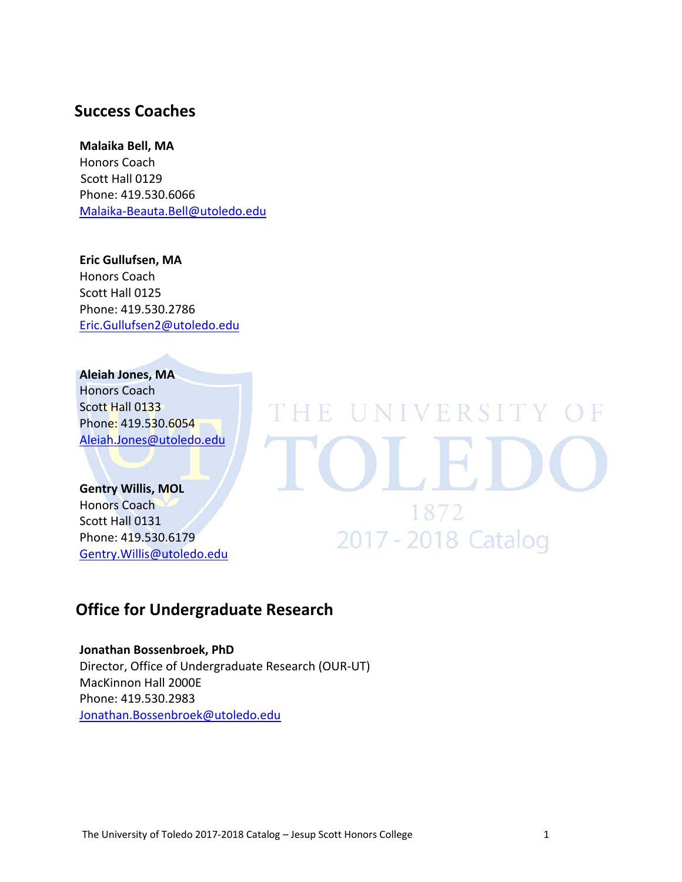## Success Coaches

**Malaika Bell, MA**
Honors Coach
Scott Hall 0129
Phone: 419.530.6066
Malaika-Beauta.Bell@utoledo.edu

**Eric Gullufsen, MA**
Honors Coach
Scott Hall 0125
Phone: 419.530.2786
Eric.Gullufsen2@utoledo.edu

**Aleiah Jones, MA**
Honors Coach
Scott Hall 0133
Phone: 419.530.6054
Aleiah.Jones@utoledo.edu

**Gentry Willis, MOL**
Honors Coach
Scott Hall 0131
Phone: 419.530.6179
Gentry.Willis@utoledo.edu

## Office for Undergraduate Research

**Jonathan Bossenbroek, PhD**
Director, Office of Undergraduate Research (OUR-UT)
MacKinnon Hall 2000E
Phone: 419.530.2983
Jonathan.Bossenbroek@utoledo.edu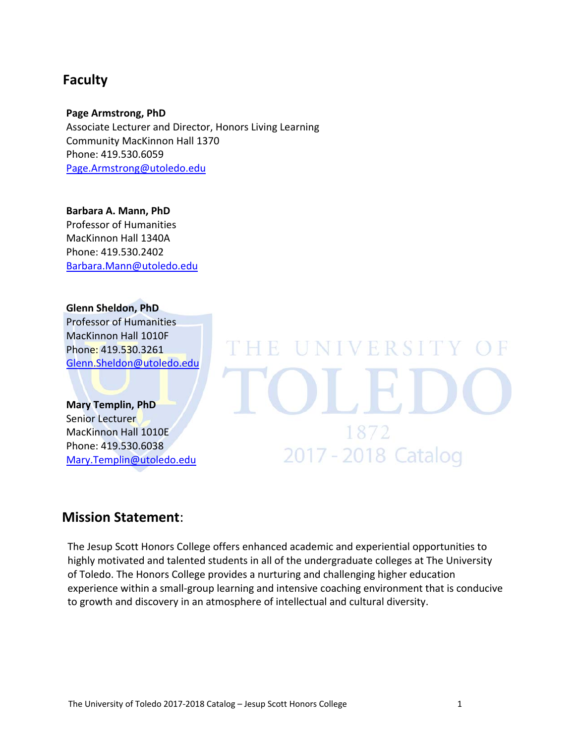## Faculty

**Page Armstrong, PhD**
Associate Lecturer and Director, Honors Living Learning Community MacKinnon Hall 1370
Phone: 419.530.6059
Page.Armstrong@utoledo.edu

**Barbara A. Mann, PhD**
Professor of Humanities
MacKinnon Hall 1340A
Phone: 419.530.2402
Barbara.Mann@utoledo.edu

**Glenn Sheldon, PhD**
Professor of Humanities
MacKinnon Hall 1010F
Phone: 419.530.3261
Glenn.Sheldon@utoledo.edu

**Mary Templin, PhD**
Senior Lecturer
MacKinnon Hall 1010E
Phone: 419.530.6038
Mary.Templin@utoledo.edu

## Mission Statement:

The Jesup Scott Honors College offers enhanced academic and experiential opportunities to highly motivated and talented students in all of the undergraduate colleges at The University of Toledo. The Honors College provides a nurturing and challenging higher education experience within a small-group learning and intensive coaching environment that is conducive to growth and discovery in an atmosphere of intellectual and cultural diversity.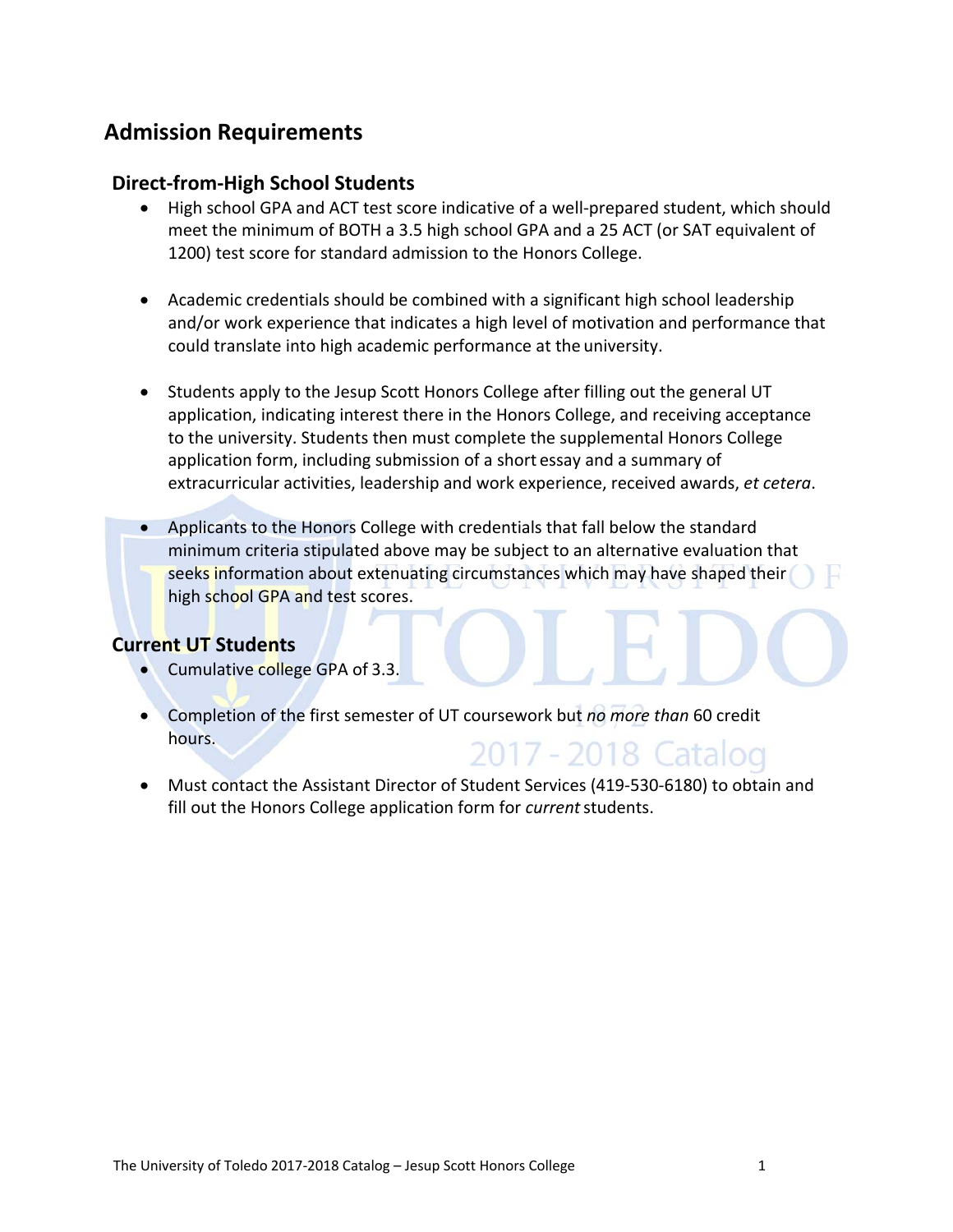## Admission Requirements

### Direct-from-High School Students

- High school GPA and ACT test score indicative of a well-prepared student, which should meet the minimum of BOTH a 3.5 high school GPA and a 25 ACT (or SAT equivalent of 1200) test score for standard admission to the Honors College.

- Academic credentials should be combined with a significant high school leadership and/or work experience that indicates a high level of motivation and performance that could translate into high academic performance at the university.

- Students apply to the Jesup Scott Honors College after filling out the general UT application, indicating interest there in the Honors College, and receiving acceptance to the university. Students then must complete the supplemental Honors College application form, including submission of a short essay and a summary of extracurricular activities, leadership and work experience, received awards, *et cetera*.

- Applicants to the Honors College with credentials that fall below the standard minimum criteria stipulated above may be subject to an alternative evaluation that seeks information about extenuating circumstances which may have shaped their high school GPA and test scores.

### Current UT Students

- Cumulative college GPA of 3.3.

- Completion of the first semester of UT coursework but *no more than* 60 credit hours.

- Must contact the Assistant Director of Student Services (419-530-6180) to obtain and fill out the Honors College application form for *current* students.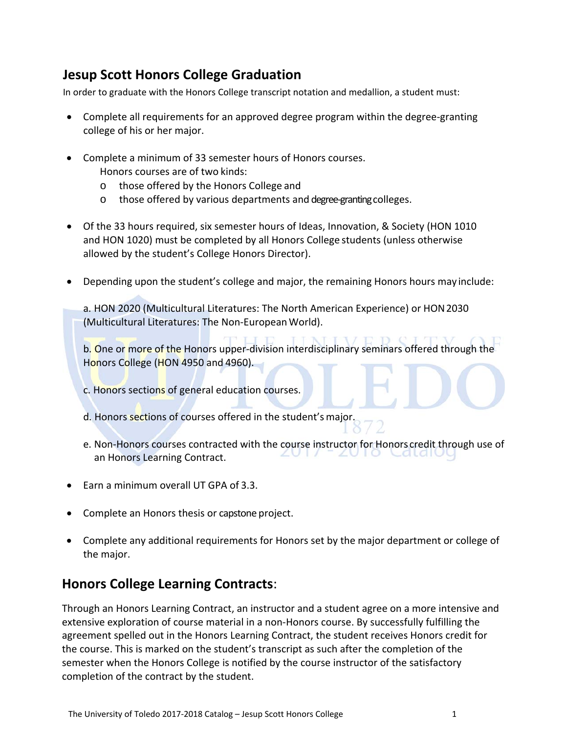## Jesup Scott Honors College Graduation

In order to graduate with the Honors College transcript notation and medallion, a student must:

- Complete all requirements for an approved degree program within the degree-granting college of his or her major.
- Complete a minimum of 33 semester hours of Honors courses.
  Honors courses are of two kinds:
  - those offered by the Honors College and
  - those offered by various departments and degree-granting colleges.
- Of the 33 hours required, six semester hours of Ideas, Innovation, & Society (HON 1010 and HON 1020) must be completed by all Honors College students (unless otherwise allowed by the student's College Honors Director).
- Depending upon the student's college and major, the remaining Honors hours may include:

  a. HON 2020 (Multicultural Literatures: The North American Experience) or HON 2030 (Multicultural Literatures: The Non-European World).

  b. One or more of the Honors upper-division interdisciplinary seminars offered through the Honors College (HON 4950 and 4960).

  c. Honors sections of general education courses.

  d. Honors sections of courses offered in the student's major.

  e. Non-Honors courses contracted with the course instructor for Honors credit through use of an Honors Learning Contract.
- Earn a minimum overall UT GPA of 3.3.
- Complete an Honors thesis or capstone project.
- Complete any additional requirements for Honors set by the major department or college of the major.

## **Honors College Learning Contracts**:

Through an Honors Learning Contract, an instructor and a student agree on a more intensive and extensive exploration of course material in a non-Honors course. By successfully fulfilling the agreement spelled out in the Honors Learning Contract, the student receives Honors credit for the course. This is marked on the student's transcript as such after the completion of the semester when the Honors College is notified by the course instructor of the satisfactory completion of the contract by the student.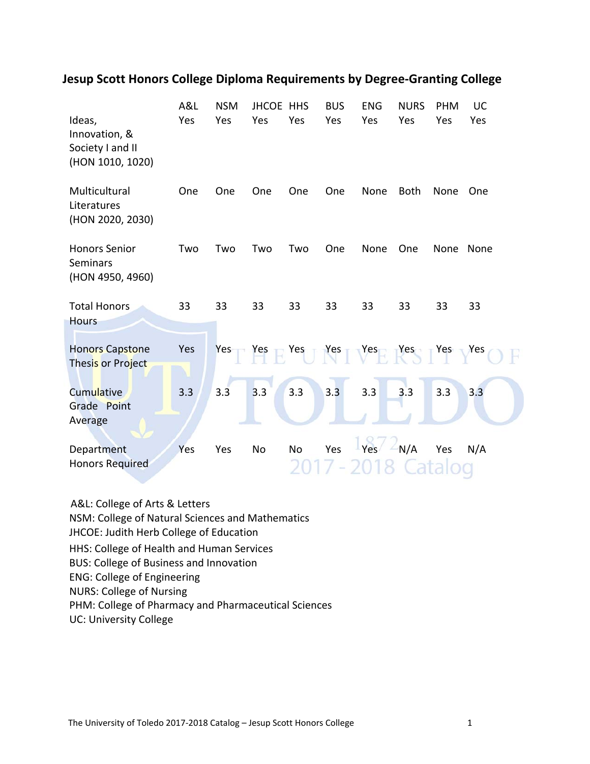## Jesup Scott Honors College Diploma Requirements by Degree-Granting College

| | A&L | NSM | JHCOE | HHS | BUS | ENG | NURS | PHM | UC |
|---|---|---|---|---|---|---|---|---|---|
| Ideas, Innovation, & Society I and II (HON 1010, 1020) | Yes | Yes | Yes | Yes | Yes | Yes | Yes | Yes | Yes |
| Multicultural Literatures (HON 2020, 2030) | One | One | One | One | One | None | Both | None | One |
| Honors Senior Seminars (HON 4950, 4960) | Two | Two | Two | Two | One | None | One | None | None |
| Total Honors Hours | 33 | 33 | 33 | 33 | 33 | 33 | 33 | 33 | 33 |
| Honors Capstone Thesis or Project | Yes | Yes | Yes | Yes | Yes | Yes | Yes | Yes | Yes |
| Cumulative Grade Point Average | 3.3 | 3.3 | 3.3 | 3.3 | 3.3 | 3.3 | 3.3 | 3.3 | 3.3 |
| Department Honors Required | Yes | Yes | No | No | Yes | Yes | N/A | Yes | N/A |

A&L: College of Arts & Letters
NSM: College of Natural Sciences and Mathematics
JHCOE: Judith Herb College of Education
HHS: College of Health and Human Services
BUS: College of Business and Innovation
ENG: College of Engineering
NURS: College of Nursing
PHM: College of Pharmacy and Pharmaceutical Sciences
UC: University College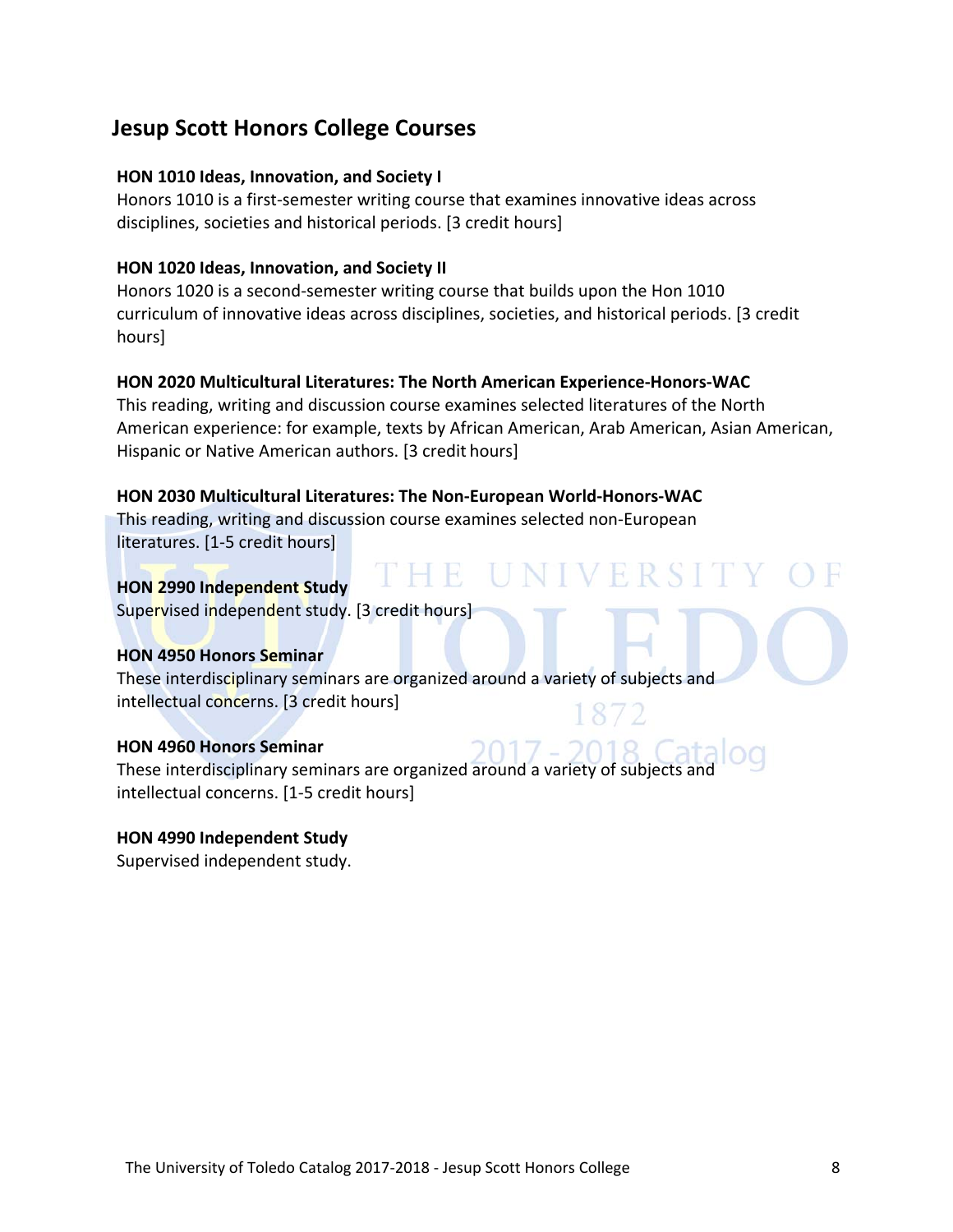## Jesup Scott Honors College Courses

**HON 1010 Ideas, Innovation, and Society I**
Honors 1010 is a first-semester writing course that examines innovative ideas across disciplines, societies and historical periods. [3 credit hours]

**HON 1020 Ideas, Innovation, and Society II**
Honors 1020 is a second-semester writing course that builds upon the Hon 1010 curriculum of innovative ideas across disciplines, societies, and historical periods. [3 credit hours]

**HON 2020 Multicultural Literatures: The North American Experience-Honors-WAC**
This reading, writing and discussion course examines selected literatures of the North American experience: for example, texts by African American, Arab American, Asian American, Hispanic or Native American authors. [3 credit hours]

**HON 2030 Multicultural Literatures: The Non-European World-Honors-WAC**
This reading, writing and discussion course examines selected non-European literatures. [1-5 credit hours]

**HON 2990 Independent Study**
Supervised independent study. [3 credit hours]

**HON 4950 Honors Seminar**
These interdisciplinary seminars are organized around a variety of subjects and intellectual concerns. [3 credit hours]

**HON 4960 Honors Seminar**
These interdisciplinary seminars are organized around a variety of subjects and intellectual concerns. [1-5 credit hours]

**HON 4990 Independent Study**
Supervised independent study.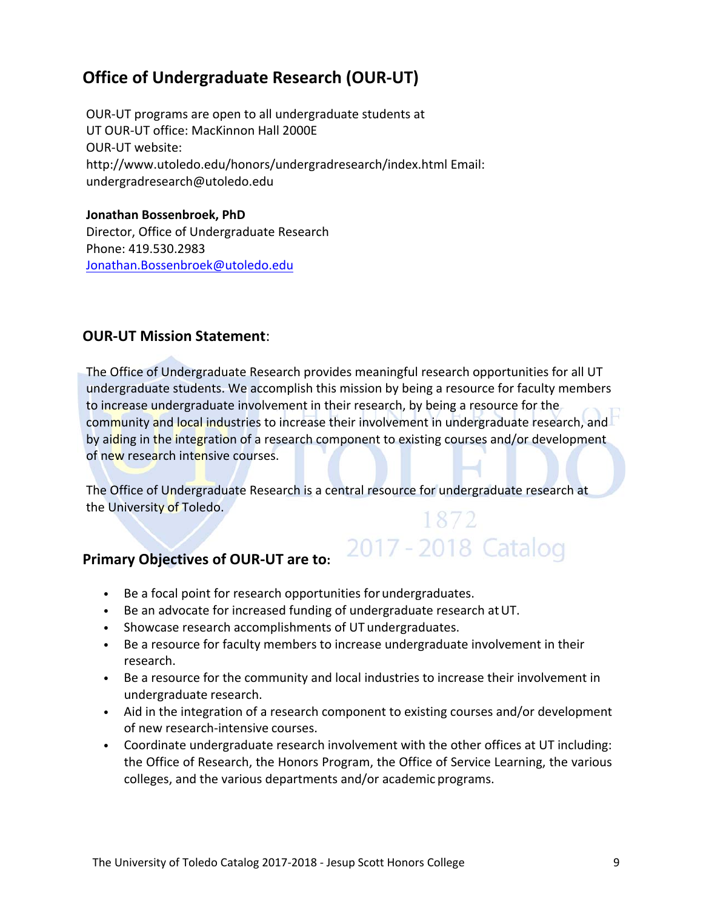## Office of Undergraduate Research (OUR-UT)

OUR-UT programs are open to all undergraduate students at UT OUR-UT office: MacKinnon Hall 2000E
OUR-UT website:
http://www.utoledo.edu/honors/undergradresearch/index.html Email: undergradresearch@utoledo.edu

**Jonathan Bossenbroek, PhD**
Director, Office of Undergraduate Research
Phone: 419.530.2983
Jonathan.Bossenbroek@utoledo.edu

### OUR-UT Mission Statement:

The Office of Undergraduate Research provides meaningful research opportunities for all UT undergraduate students. We accomplish this mission by being a resource for faculty members to increase undergraduate involvement in their research, by being a resource for the community and local industries to increase their involvement in undergraduate research, and by aiding in the integration of a research component to existing courses and/or development of new research intensive courses.

The Office of Undergraduate Research is a central resource for undergraduate research at the University of Toledo.

### Primary Objectives of OUR-UT are to:

- Be a focal point for research opportunities for undergraduates.
- Be an advocate for increased funding of undergraduate research at UT.
- Showcase research accomplishments of UT undergraduates.
- Be a resource for faculty members to increase undergraduate involvement in their research.
- Be a resource for the community and local industries to increase their involvement in undergraduate research.
- Aid in the integration of a research component to existing courses and/or development of new research-intensive courses.
- Coordinate undergraduate research involvement with the other offices at UT including: the Office of Research, the Honors Program, the Office of Service Learning, the various colleges, and the various departments and/or academic programs.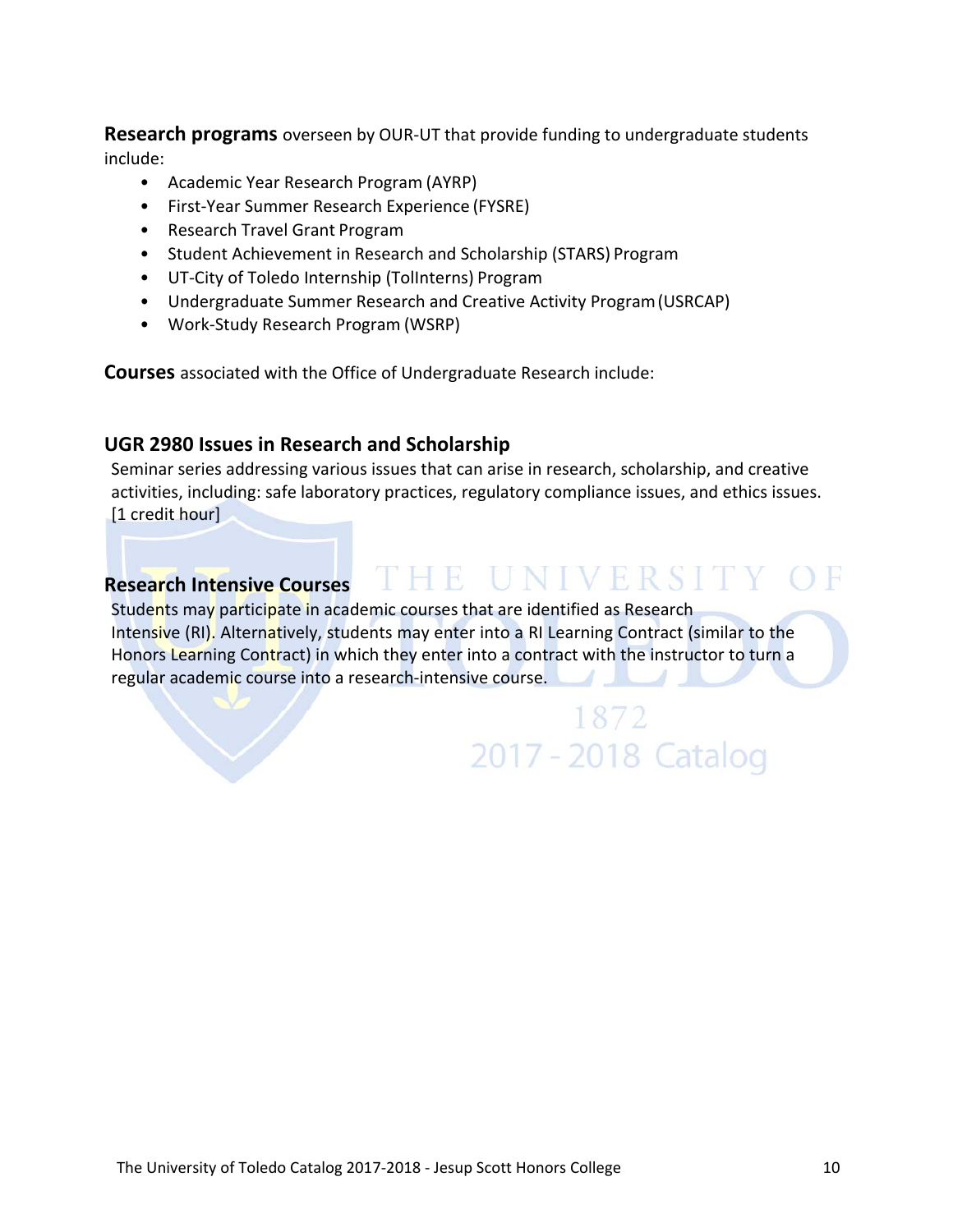**Research programs** overseen by OUR-UT that provide funding to undergraduate students include:

- Academic Year Research Program (AYRP)
- First-Year Summer Research Experience (FYSRE)
- Research Travel Grant Program
- Student Achievement in Research and Scholarship (STARS) Program
- UT-City of Toledo Internship (TolInterns) Program
- Undergraduate Summer Research and Creative Activity Program (USRCAP)
- Work-Study Research Program (WSRP)

**Courses** associated with the Office of Undergraduate Research include:

### UGR 2980 Issues in Research and Scholarship

Seminar series addressing various issues that can arise in research, scholarship, and creative activities, including: safe laboratory practices, regulatory compliance issues, and ethics issues. [1 credit hour]

### Research Intensive Courses

Students may participate in academic courses that are identified as Research Intensive (RI). Alternatively, students may enter into a RI Learning Contract (similar to the Honors Learning Contract) in which they enter into a contract with the instructor to turn a regular academic course into a research-intensive course.